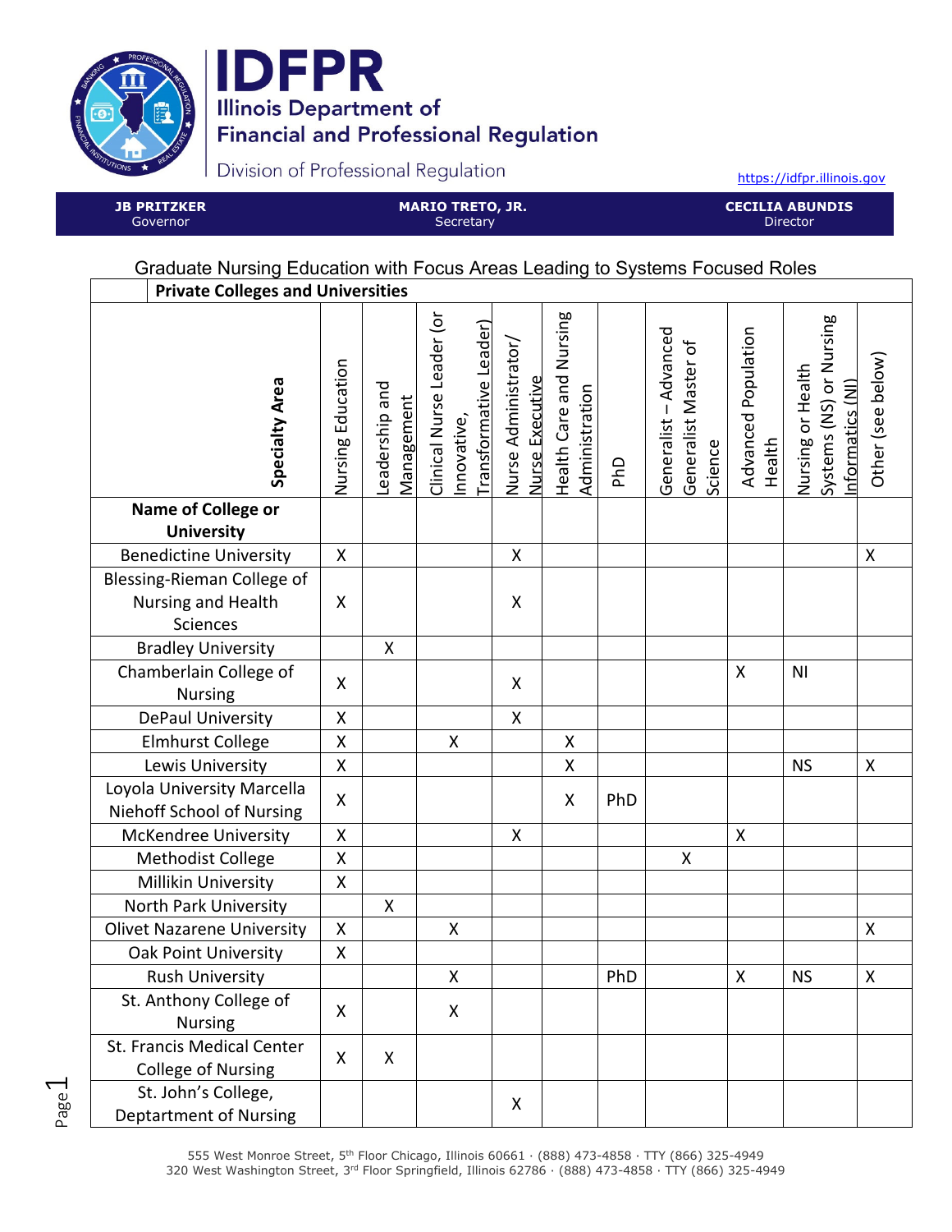# IDFPR

**Illinois Department of Financial and Professional Regulation**

Division of Professional Regulation

https://idfpr.illinois.gov

| **JB PRITZKER** Governor | **MARIO TRETO, JR.** Secretary | **CECILIA ABUNDIS** Director |
|---|---|---|

## Graduate Nursing Education with Focus Areas Leading to Systems Focused Roles

**Private Colleges and Universities**

| Specialty Area | Nursing Education | Leadership and Management | Clinical Nurse Leader (or Innovative, Transformative Leader) | Nurse Administrator/ Nurse Executive | Health Care and Nursing Administration | PhD | Generalist – Advanced Generalist Master of Science | Advanced Population Health | Nursing or Health Systems (NS) or Nursing Informatics (NI) | Other (see below) |
|---|---|---|---|---|---|---|---|---|---|---|
| **Name of College or University** | | | | | | | | | | |
| Benedictine University | X | | | X | | | | | | X |
| Blessing-Rieman College of Nursing and Health Sciences | X | | | X | | | | | | |
| Bradley University | | X | | | | | | | | |
| Chamberlain College of Nursing | X | | | X | | | | X | NI | |
| DePaul University | X | | | X | | | | | | |
| Elmhurst College | X | | X | | X | | | | | |
| Lewis University | X | | | | X | | | | NS | X |
| Loyola University Marcella Niehoff School of Nursing | X | | | | X | PhD | | | | |
| McKendree University | X | | | X | | | | X | | |
| Methodist College | X | | | | | | X | | | |
| Millikin University | X | | | | | | | | | |
| North Park University | | X | | | | | | | | |
| Olivet Nazarene University | X | | X | | | | | | | X |
| Oak Point University | X | | | | | | | | | |
| Rush University | | | X | | | PhD | | X | NS | X |
| St. Anthony College of Nursing | X | | X | | | | | | | |
| St. Francis Medical Center College of Nursing | X | X | | | | | | | | |
| St. John's College, Deptartment of Nursing | | | | X | | | | | | |

555 West Monroe Street, 5th Floor Chicago, Illinois 60661 · (888) 473-4858 · TTY (866) 325-4949
320 West Washington Street, 3rd Floor Springfield, Illinois 62786 · (888) 473-4858 · TTY (866) 325-4949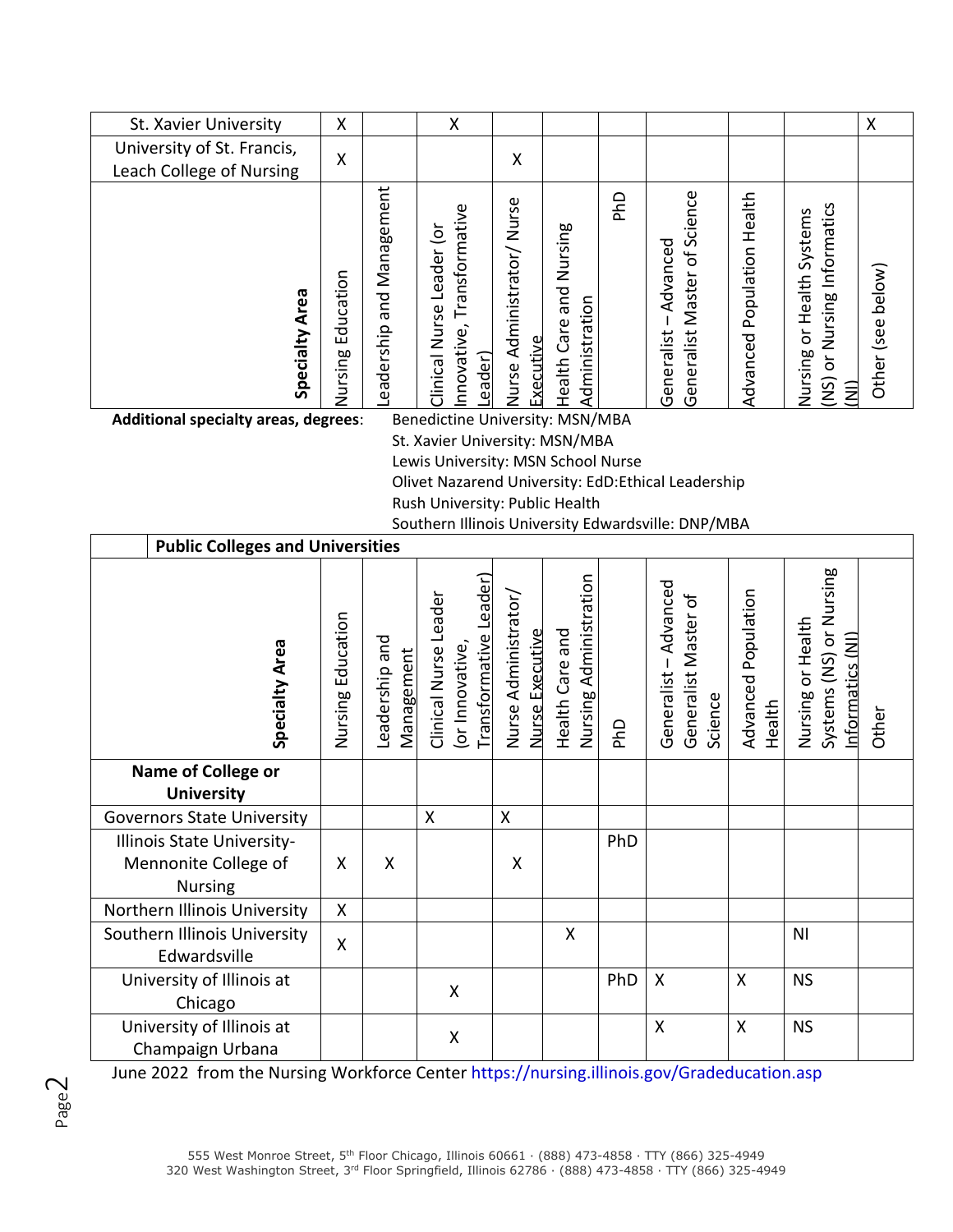| St. Xavier University | X | | X | | | | | | | X |
|---|---|---|---|---|---|---|---|---|---|---|
| University of St. Francis, Leach College of Nursing | X | | | X | | | | | | |
| **Specialty Area** | Nursing Education | Leadership and Management | Clinical Nurse Leader (or Innovative, Transformative Leader) | Nurse Administrator/ Nurse Executive | Health Care and Nursing Administration | PhD | Generalist – Advanced Generalist Master of Science | Advanced Population Health | Nursing or Health Systems (NS) or Nursing Informatics (NI) | Other (see below) |

**Additional specialty areas, degrees**:

Benedictine University: MSN/MBA
St. Xavier University: MSN/MBA
Lewis University: MSN School Nurse
Olivet Nazarend University: EdD:Ethical Leadership
Rush University: Public Health
Southern Illinois University Edwardsville: DNP/MBA

| **Public Colleges and Universities** | | | | | | | | | | |
|---|---|---|---|---|---|---|---|---|---|---|
| **Specialty Area** | Nursing Education | Leadership and Management | Clinical Nurse Leader (or Innovative, Transformative Leader) | Nurse Administrator/ Nurse Executive | Health Care and Nursing Administration | PhD | Generalist – Advanced Generalist Master of Science | Advanced Population Health | Nursing or Health Systems (NS) or Nursing Informatics (NI) | Other |
| **Name of College or University** | | | | | | | | | | |
| Governors State University | | | X | X | | | | | | |
| Illinois State University- Mennonite College of Nursing | X | X | | X | | PhD | | | | |
| Northern Illinois University | X | | | | | | | | | |
| Southern Illinois University Edwardsville | X | | | | X | | | | NI | |
| University of Illinois at Chicago | | | X | | | PhD | X | X | NS | |
| University of Illinois at Champaign Urbana | | | X | | | | X | X | NS | |

June 2022 from the Nursing Workforce Center https://nursing.illinois.gov/Gradeducation.asp

555 West Monroe Street, 5th Floor Chicago, Illinois 60661 · (888) 473-4858 · TTY (866) 325-4949
320 West Washington Street, 3rd Floor Springfield, Illinois 62786 · (888) 473-4858 · TTY (866) 325-4949